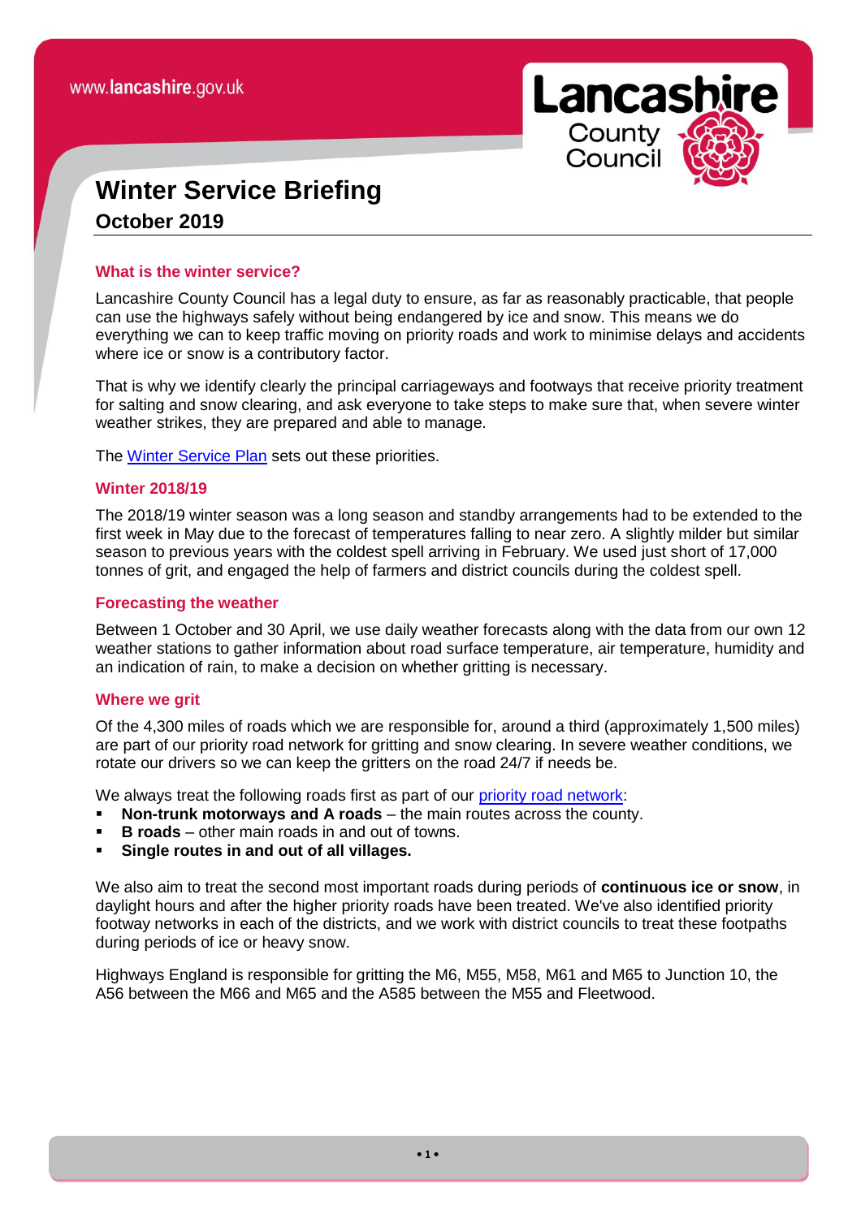www.lancashire.gov.uk

# Winter Service Briefing

**October 2019**

## What is the winter service?

Lancashire County Council has a legal duty to ensure, as far as reasonably practicable, that people can use the highways safely without being endangered by ice and snow. This means we do everything we can to keep traffic moving on priority roads and work to minimise delays and accidents where ice or snow is a contributory factor.

That is why we identify clearly the principal carriageways and footways that receive priority treatment for salting and snow clearing, and ask everyone to take steps to make sure that, when severe winter weather strikes, they are prepared and able to manage.

The Winter Service Plan sets out these priorities.

## Winter 2018/19

The 2018/19 winter season was a long season and standby arrangements had to be extended to the first week in May due to the forecast of temperatures falling to near zero. A slightly milder but similar season to previous years with the coldest spell arriving in February. We used just short of 17,000 tonnes of grit, and engaged the help of farmers and district councils during the coldest spell.

## Forecasting the weather

Between 1 October and 30 April, we use daily weather forecasts along with the data from our own 12 weather stations to gather information about road surface temperature, air temperature, humidity and an indication of rain, to make a decision on whether gritting is necessary.

## Where we grit

Of the 4,300 miles of roads which we are responsible for, around a third (approximately 1,500 miles) are part of our priority road network for gritting and snow clearing. In severe weather conditions, we rotate our drivers so we can keep the gritters on the road 24/7 if needs be.

We always treat the following roads first as part of our priority road network:

- **Non-trunk motorways and A roads** – the main routes across the county.
- **B roads** – other main roads in and out of towns.
- **Single routes in and out of all villages.**

We also aim to treat the second most important roads during periods of **continuous ice or snow**, in daylight hours and after the higher priority roads have been treated. We've also identified priority footway networks in each of the districts, and we work with district councils to treat these footpaths during periods of ice or heavy snow.

Highways England is responsible for gritting the M6, M55, M58, M61 and M65 to Junction 10, the A56 between the M66 and M65 and the A585 between the M55 and Fleetwood.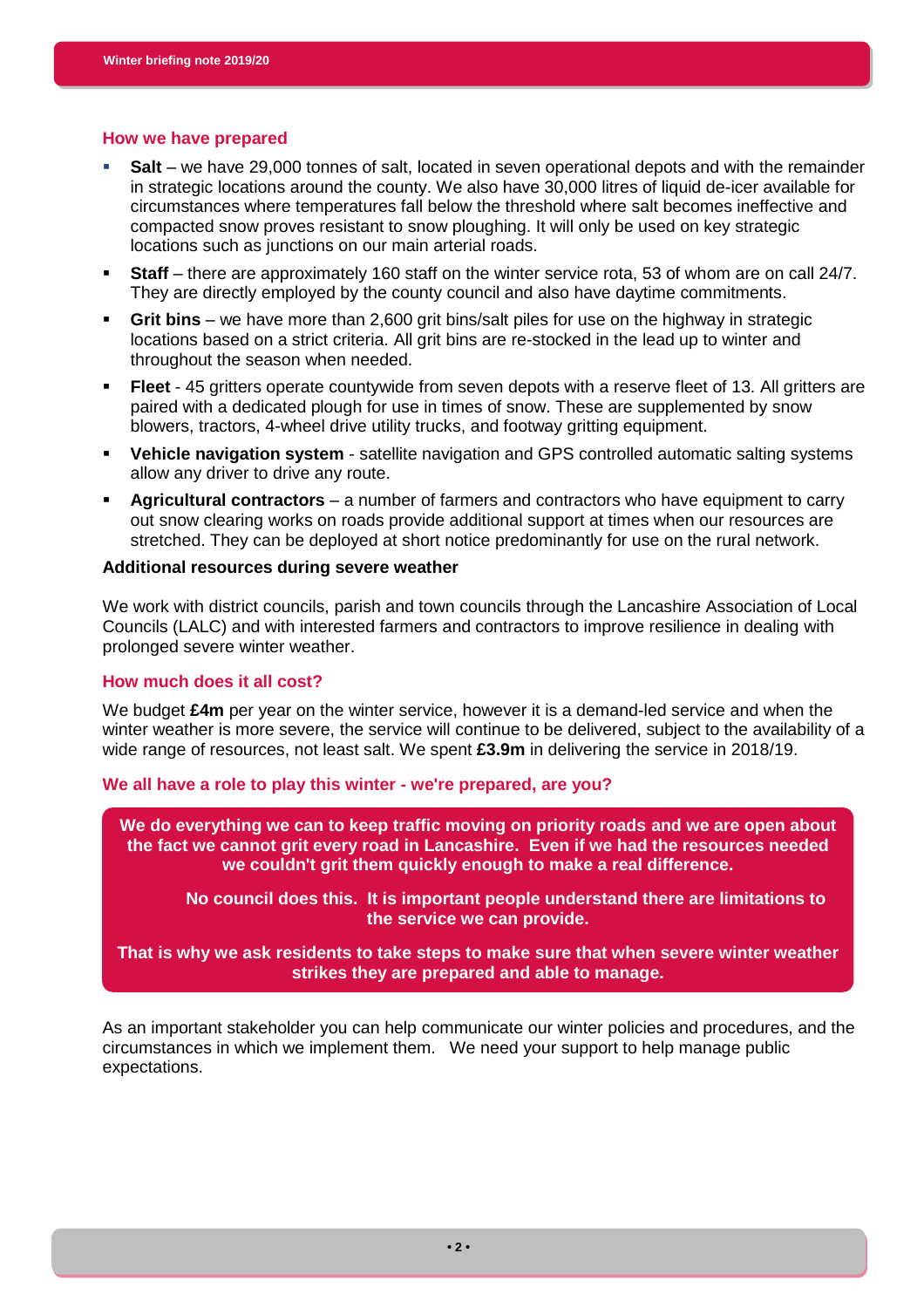## How we have prepared

- **Salt** – we have 29,000 tonnes of salt, located in seven operational depots and with the remainder in strategic locations around the county. We also have 30,000 litres of liquid de-icer available for circumstances where temperatures fall below the threshold where salt becomes ineffective and compacted snow proves resistant to snow ploughing. It will only be used on key strategic locations such as junctions on our main arterial roads.
- **Staff** – there are approximately 160 staff on the winter service rota, 53 of whom are on call 24/7. They are directly employed by the county council and also have daytime commitments.
- **Grit bins** – we have more than 2,600 grit bins/salt piles for use on the highway in strategic locations based on a strict criteria. All grit bins are re-stocked in the lead up to winter and throughout the season when needed.
- **Fleet** - 45 gritters operate countywide from seven depots with a reserve fleet of 13. All gritters are paired with a dedicated plough for use in times of snow. These are supplemented by snow blowers, tractors, 4-wheel drive utility trucks, and footway gritting equipment.
- **Vehicle navigation system** - satellite navigation and GPS controlled automatic salting systems allow any driver to drive any route.
- **Agricultural contractors** – a number of farmers and contractors who have equipment to carry out snow clearing works on roads provide additional support at times when our resources are stretched. They can be deployed at short notice predominantly for use on the rural network.

**Additional resources during severe weather**

We work with district councils, parish and town councils through the Lancashire Association of Local Councils (LALC) and with interested farmers and contractors to improve resilience in dealing with prolonged severe winter weather.

## How much does it all cost?

We budget **£4m** per year on the winter service, however it is a demand-led service and when the winter weather is more severe, the service will continue to be delivered, subject to the availability of a wide range of resources, not least salt. We spent **£3.9m** in delivering the service in 2018/19.

## We all have a role to play this winter - we're prepared, are you?

**We do everything we can to keep traffic moving on priority roads and we are open about the fact we cannot grit every road in Lancashire. Even if we had the resources needed we couldn't grit them quickly enough to make a real difference.**

**No council does this. It is important people understand there are limitations to the service we can provide.**

**That is why we ask residents to take steps to make sure that when severe winter weather strikes they are prepared and able to manage.**

As an important stakeholder you can help communicate our winter policies and procedures, and the circumstances in which we implement them. We need your support to help manage public expectations.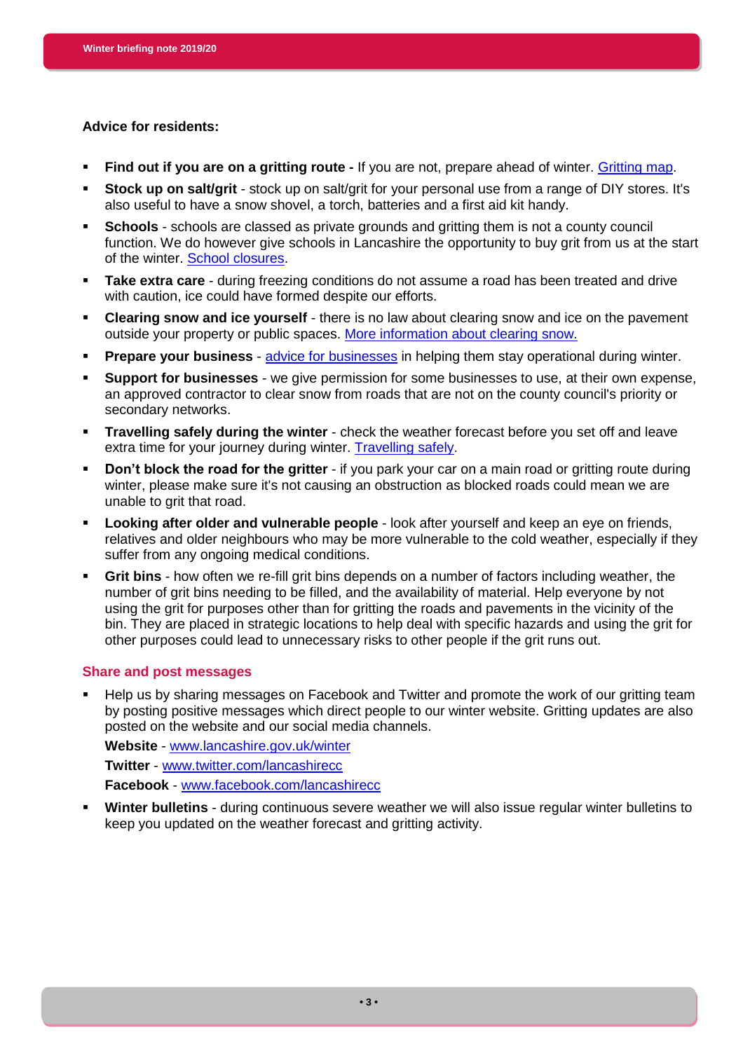**Advice for residents:**

- **Find out if you are on a gritting route -** If you are not, prepare ahead of winter. Gritting map.
- **Stock up on salt/grit** - stock up on salt/grit for your personal use from a range of DIY stores. It's also useful to have a snow shovel, a torch, batteries and a first aid kit handy.
- **Schools** - schools are classed as private grounds and gritting them is not a county council function. We do however give schools in Lancashire the opportunity to buy grit from us at the start of the winter. School closures.
- **Take extra care** - during freezing conditions do not assume a road has been treated and drive with caution, ice could have formed despite our efforts.
- **Clearing snow and ice yourself** - there is no law about clearing snow and ice on the pavement outside your property or public spaces. More information about clearing snow.
- **Prepare your business** - advice for businesses in helping them stay operational during winter.
- **Support for businesses** - we give permission for some businesses to use, at their own expense, an approved contractor to clear snow from roads that are not on the county council's priority or secondary networks.
- **Travelling safely during the winter** - check the weather forecast before you set off and leave extra time for your journey during winter. Travelling safely.
- **Don't block the road for the gritter** - if you park your car on a main road or gritting route during winter, please make sure it's not causing an obstruction as blocked roads could mean we are unable to grit that road.
- **Looking after older and vulnerable people** - look after yourself and keep an eye on friends, relatives and older neighbours who may be more vulnerable to the cold weather, especially if they suffer from any ongoing medical conditions.
- **Grit bins** - how often we re-fill grit bins depends on a number of factors including weather, the number of grit bins needing to be filled, and the availability of material. Help everyone by not using the grit for purposes other than for gritting the roads and pavements in the vicinity of the bin. They are placed in strategic locations to help deal with specific hazards and using the grit for other purposes could lead to unnecessary risks to other people if the grit runs out.

## Share and post messages

- Help us by sharing messages on Facebook and Twitter and promote the work of our gritting team by posting positive messages which direct people to our winter website. Gritting updates are also posted on the website and our social media channels.

  **Website** - www.lancashire.gov.uk/winter

  **Twitter** - www.twitter.com/lancashirecc

  **Facebook** - www.facebook.com/lancashirecc

- **Winter bulletins** - during continuous severe weather we will also issue regular winter bulletins to keep you updated on the weather forecast and gritting activity.